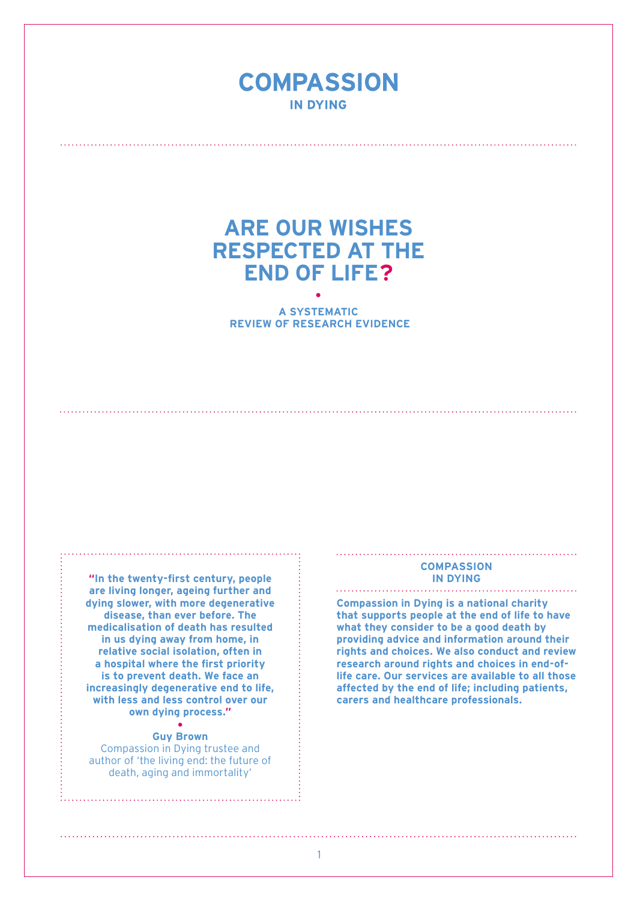# COMPASSION

**IN DYING**

# ARE OUR WISHES RESPECTED AT THE END OF LIFE?

**A SYSTEMATIC REVIEW OF RESEARCH EVIDENCE**

> **"In the twenty-first century, people are living longer, ageing further and dying slower, with more degenerative disease, than ever before. The medicalisation of death has resulted in us dying away from home, in relative social isolation, often in a hospital where the first priority is to prevent death. We face an increasingly degenerative end to life, with less and less control over our own dying process."**
>
> **Guy Brown**
> Compassion in Dying trustee and author of 'the living end: the future of death, aging and immortality'

## COMPASSION IN DYING

**Compassion in Dying is a national charity that supports people at the end of life to have what they consider to be a good death by providing advice and information around their rights and choices. We also conduct and review research around rights and choices in end-of-life care. Our services are available to all those affected by the end of life; including patients, carers and healthcare professionals.**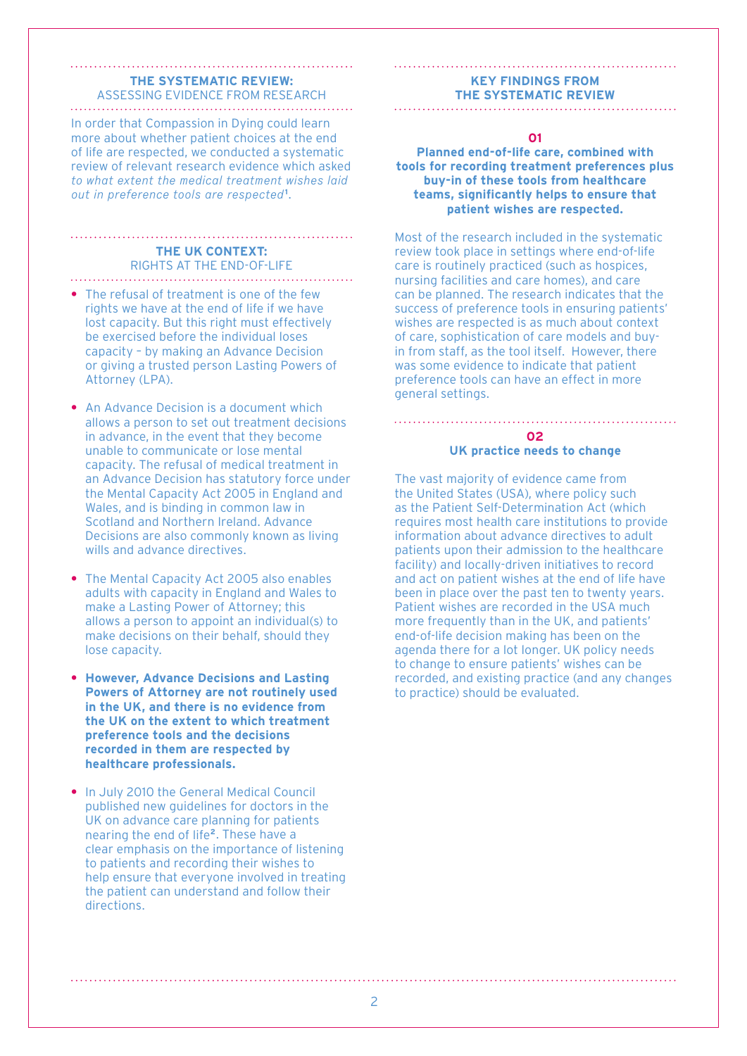## THE SYSTEMATIC REVIEW: ASSESSING EVIDENCE FROM RESEARCH

In order that Compassion in Dying could learn more about whether patient choices at the end of life are respected, we conducted a systematic review of relevant research evidence which asked *to what extent the medical treatment wishes laid out in preference tools are respected*[1].

## THE UK CONTEXT: RIGHTS AT THE END-OF-LIFE

- The refusal of treatment is one of the few rights we have at the end of life if we have lost capacity. But this right must effectively be exercised before the individual loses capacity – by making an Advance Decision or giving a trusted person Lasting Powers of Attorney (LPA).
- An Advance Decision is a document which allows a person to set out treatment decisions in advance, in the event that they become unable to communicate or lose mental capacity. The refusal of medical treatment in an Advance Decision has statutory force under the Mental Capacity Act 2005 in England and Wales, and is binding in common law in Scotland and Northern Ireland. Advance Decisions are also commonly known as living wills and advance directives.
- The Mental Capacity Act 2005 also enables adults with capacity in England and Wales to make a Lasting Power of Attorney; this allows a person to appoint an individual(s) to make decisions on their behalf, should they lose capacity.
- **However, Advance Decisions and Lasting Powers of Attorney are not routinely used in the UK, and there is no evidence from the UK on the extent to which treatment preference tools and the decisions recorded in them are respected by healthcare professionals.**
- In July 2010 the General Medical Council published new guidelines for doctors in the UK on advance care planning for patients nearing the end of life[2]. These have a clear emphasis on the importance of listening to patients and recording their wishes to help ensure that everyone involved in treating the patient can understand and follow their directions.

## KEY FINDINGS FROM THE SYSTEMATIC REVIEW

### 01

**Planned end-of-life care, combined with tools for recording treatment preferences plus buy-in of these tools from healthcare teams, significantly helps to ensure that patient wishes are respected.**

Most of the research included in the systematic review took place in settings where end-of-life care is routinely practiced (such as hospices, nursing facilities and care homes), and care can be planned. The research indicates that the success of preference tools in ensuring patients' wishes are respected is as much about context of care, sophistication of care models and buy-in from staff, as the tool itself. However, there was some evidence to indicate that patient preference tools can have an effect in more general settings.

### 02

**UK practice needs to change**

The vast majority of evidence came from the United States (USA), where policy such as the Patient Self-Determination Act (which requires most health care institutions to provide information about advance directives to adult patients upon their admission to the healthcare facility) and locally-driven initiatives to record and act on patient wishes at the end of life have been in place over the past ten to twenty years. Patient wishes are recorded in the USA much more frequently than in the UK, and patients' end-of-life decision making has been on the agenda there for a lot longer. UK policy needs to change to ensure patients' wishes can be recorded, and existing practice (and any changes to practice) should be evaluated.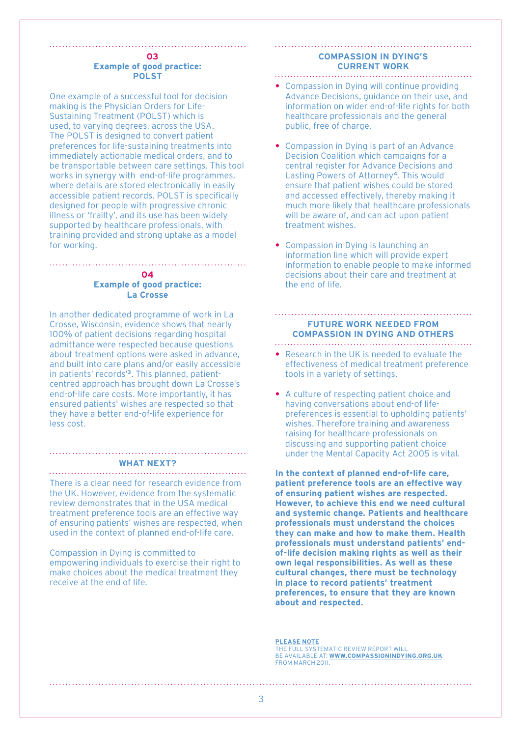## 03
### Example of good practice: POLST

One example of a successful tool for decision making is the Physician Orders for Life-Sustaining Treatment (POLST) which is used, to varying degrees, across the USA. The POLST is designed to convert patient preferences for life-sustaining treatments into immediately actionable medical orders, and to be transportable between care settings. This tool works in synergy with end-of-life programmes, where details are stored electronically in easily accessible patient records. POLST is specifically designed for people with progressive chronic illness or 'frailty', and its use has been widely supported by healthcare professionals, with training provided and strong uptake as a model for working.

## 04
### Example of good practice: La Crosse

In another dedicated programme of work in La Crosse, Wisconsin, evidence shows that nearly 100% of patient decisions regarding hospital admittance were respected because questions about treatment options were asked in advance, and built into care plans and/or easily accessible in patients' records'[3]. This planned, patient-centred approach has brought down La Crosse's end-of-life care costs. More importantly, it has ensured patients' wishes are respected so that they have a better end-of-life experience for less cost.

## WHAT NEXT?

There is a clear need for research evidence from the UK. However, evidence from the systematic review demonstrates that in the USA medical treatment preference tools are an effective way of ensuring patients' wishes are respected, when used in the context of planned end-of-life care.

Compassion in Dying is committed to empowering individuals to exercise their right to make choices about the medical treatment they receive at the end of life.

## COMPASSION IN DYING'S CURRENT WORK

- Compassion in Dying will continue providing Advance Decisions, guidance on their use, and information on wider end-of-life rights for both healthcare professionals and the general public, free of charge.
- Compassion in Dying is part of an Advance Decision Coalition which campaigns for a central register for Advance Decisions and Lasting Powers of Attorney[4]. This would ensure that patient wishes could be stored and accessed effectively, thereby making it much more likely that healthcare professionals will be aware of, and can act upon patient treatment wishes.
- Compassion in Dying is launching an information line which will provide expert information to enable people to make informed decisions about their care and treatment at the end of life.

## FUTURE WORK NEEDED FROM COMPASSION IN DYING AND OTHERS

- Research in the UK is needed to evaluate the effectiveness of medical treatment preference tools in a variety of settings.
- A culture of respecting patient choice and having conversations about end-of life-preferences is essential to upholding patients' wishes. Therefore training and awareness raising for healthcare professionals on discussing and supporting patient choice under the Mental Capacity Act 2005 is vital.

**In the context of planned end-of-life care, patient preference tools are an effective way of ensuring patient wishes are respected. However, to achieve this end we need cultural and systemic change. Patients and healthcare professionals must understand the choices they can make and how to make them. Health professionals must understand patients' end-of-life decision making rights as well as their own legal responsibilities. As well as these cultural changes, there must be technology in place to record patients' treatment preferences, to ensure that they are known about and respected.**

**PLEASE NOTE**
THE FULL SYSTEMATIC REVIEW REPORT WILL BE AVAILABLE AT: **WWW.COMPASSIONINDYING.ORG.UK** FROM MARCH 2011.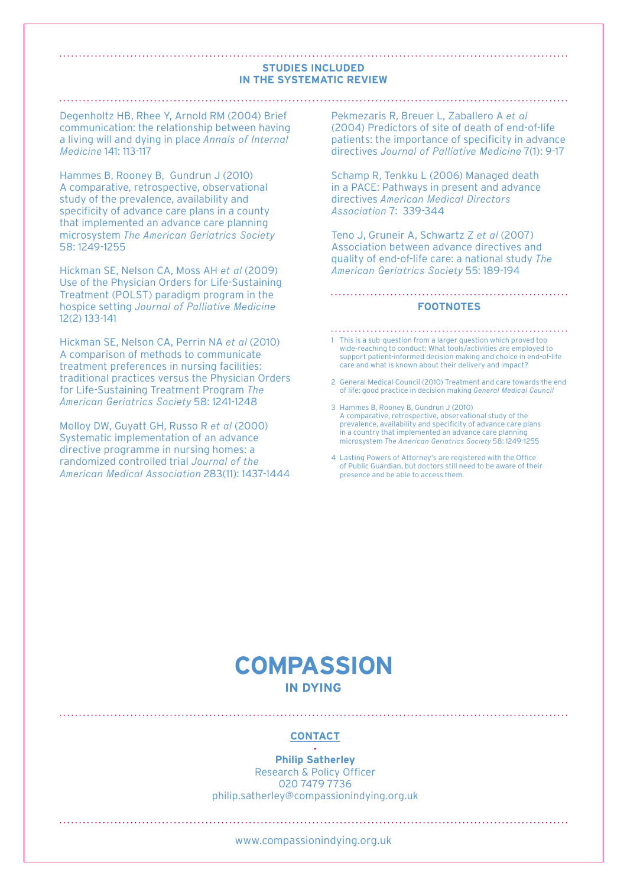## STUDIES INCLUDED IN THE SYSTEMATIC REVIEW

Degenholtz HB, Rhee Y, Arnold RM (2004) Brief communication: the relationship between having a living will and dying in place *Annals of Internal Medicine* 141: 113-117

Hammes B, Rooney B, Gundrun J (2010) A comparative, retrospective, observational study of the prevalence, availability and specificity of advance care plans in a county that implemented an advance care planning microsystem *The American Geriatrics Society* 58: 1249-1255

Hickman SE, Nelson CA, Moss AH *et al* (2009) Use of the Physician Orders for Life-Sustaining Treatment (POLST) paradigm program in the hospice setting *Journal of Palliative Medicine* 12(2) 133-141

Hickman SE, Nelson CA, Perrin NA *et al* (2010) A comparison of methods to communicate treatment preferences in nursing facilities: traditional practices versus the Physician Orders for Life-Sustaining Treatment Program *The American Geriatrics Society* 58: 1241-1248

Molloy DW, Guyatt GH, Russo R *et al* (2000) Systematic implementation of an advance directive programme in nursing homes: a randomized controlled trial *Journal of the American Medical Association* 283(11): 1437-1444

Pekmezaris R, Breuer L, Zaballero A *et al* (2004) Predictors of site of death of end-of-life patients: the importance of specificity in advance directives *Journal of Palliative Medicine* 7(1): 9-17

Schamp R, Tenkku L (2006) Managed death in a PACE: Pathways in present and advance directives *American Medical Directors Association* 7: 339-344

Teno J, Gruneir A, Schwartz Z *et al* (2007) Association between advance directives and quality of end-of-life care: a national study *The American Geriatrics Society* 55: 189-194

## FOOTNOTES

1 This is a sub-question from a larger question which proved too wide-reaching to conduct: What tools/activities are employed to support patient-informed decision making and choice in end-of-life care and what is known about their delivery and impact?

2 General Medical Council (2010) Treatment and care towards the end of life: good practice in decision making *General Medical Council*

3 Hammes B, Rooney B, Gundrun J (2010) A comparative, retrospective, observational study of the prevalence, availability and specificity of advance care plans in a country that implemented an advance care planning microsystem *The American Geriatrics Society* 58: 1249-1255

4 Lasting Powers of Attorney's are registered with the Office of Public Guardian, but doctors still need to be aware of their presence and be able to access them.

**COMPASSION IN DYING**

**CONTACT**

**Philip Satherley**
Research & Policy Officer
020 7479 7736
philip.satherley@compassionindying.org.uk

www.compassionindying.org.uk